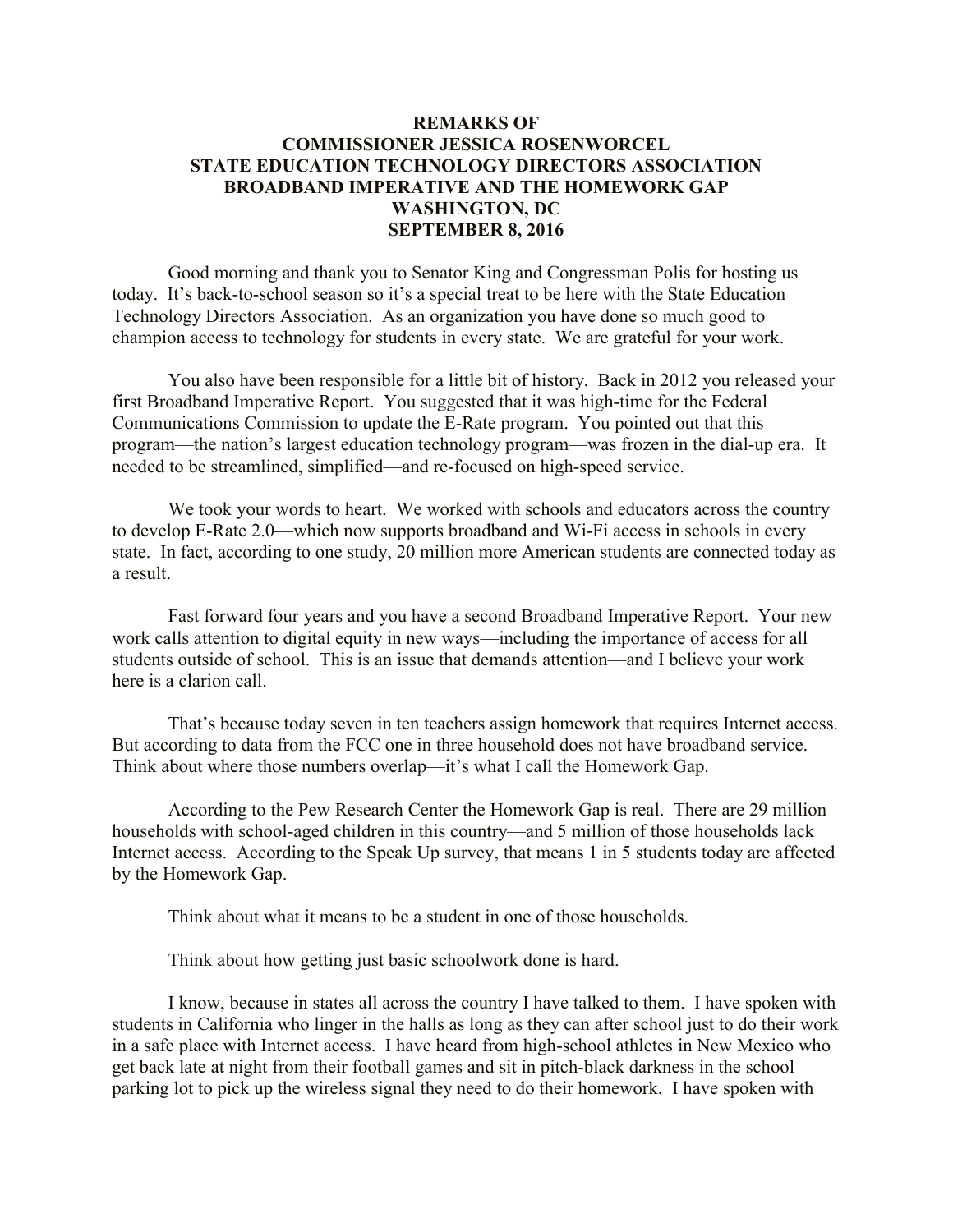# REMARKS OF
# COMMISSIONER JESSICA ROSENWORCEL
# STATE EDUCATION TECHNOLOGY DIRECTORS ASSOCIATION
# BROADBAND IMPERATIVE AND THE HOMEWORK GAP
# WASHINGTON, DC
# SEPTEMBER 8, 2016

Good morning and thank you to Senator King and Congressman Polis for hosting us today. It's back-to-school season so it's a special treat to be here with the State Education Technology Directors Association. As an organization you have done so much good to champion access to technology for students in every state. We are grateful for your work.

You also have been responsible for a little bit of history. Back in 2012 you released your first Broadband Imperative Report. You suggested that it was high-time for the Federal Communications Commission to update the E-Rate program. You pointed out that this program—the nation's largest education technology program—was frozen in the dial-up era. It needed to be streamlined, simplified—and re-focused on high-speed service.

We took your words to heart. We worked with schools and educators across the country to develop E-Rate 2.0—which now supports broadband and Wi-Fi access in schools in every state. In fact, according to one study, 20 million more American students are connected today as a result.

Fast forward four years and you have a second Broadband Imperative Report. Your new work calls attention to digital equity in new ways—including the importance of access for all students outside of school. This is an issue that demands attention—and I believe your work here is a clarion call.

That's because today seven in ten teachers assign homework that requires Internet access. But according to data from the FCC one in three household does not have broadband service. Think about where those numbers overlap—it's what I call the Homework Gap.

According to the Pew Research Center the Homework Gap is real. There are 29 million households with school-aged children in this country—and 5 million of those households lack Internet access. According to the Speak Up survey, that means 1 in 5 students today are affected by the Homework Gap.

Think about what it means to be a student in one of those households.

Think about how getting just basic schoolwork done is hard.

I know, because in states all across the country I have talked to them. I have spoken with students in California who linger in the halls as long as they can after school just to do their work in a safe place with Internet access. I have heard from high-school athletes in New Mexico who get back late at night from their football games and sit in pitch-black darkness in the school parking lot to pick up the wireless signal they need to do their homework. I have spoken with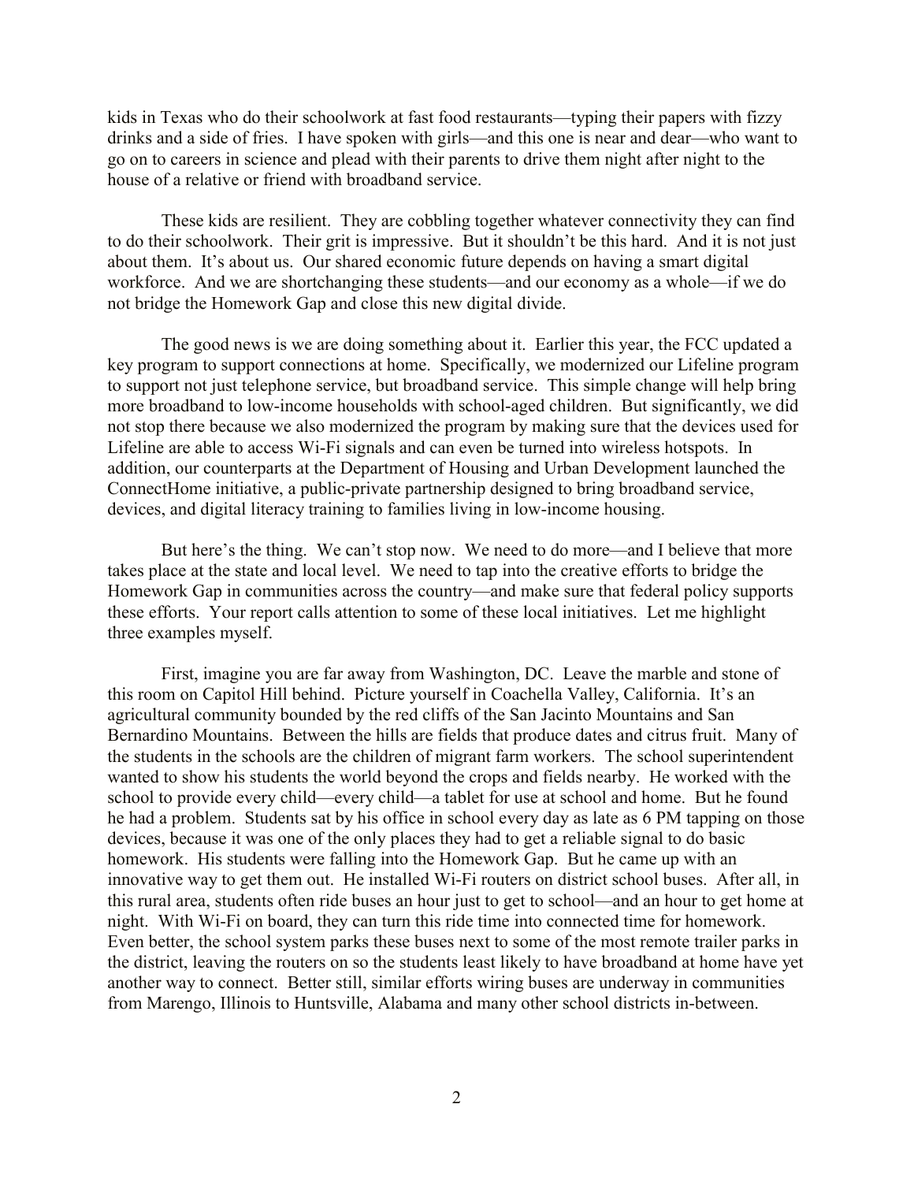kids in Texas who do their schoolwork at fast food restaurants—typing their papers with fizzy drinks and a side of fries. I have spoken with girls—and this one is near and dear—who want to go on to careers in science and plead with their parents to drive them night after night to the house of a relative or friend with broadband service.

These kids are resilient. They are cobbling together whatever connectivity they can find to do their schoolwork. Their grit is impressive. But it shouldn't be this hard. And it is not just about them. It's about us. Our shared economic future depends on having a smart digital workforce. And we are shortchanging these students—and our economy as a whole—if we do not bridge the Homework Gap and close this new digital divide.

The good news is we are doing something about it. Earlier this year, the FCC updated a key program to support connections at home. Specifically, we modernized our Lifeline program to support not just telephone service, but broadband service. This simple change will help bring more broadband to low-income households with school-aged children. But significantly, we did not stop there because we also modernized the program by making sure that the devices used for Lifeline are able to access Wi-Fi signals and can even be turned into wireless hotspots. In addition, our counterparts at the Department of Housing and Urban Development launched the ConnectHome initiative, a public-private partnership designed to bring broadband service, devices, and digital literacy training to families living in low-income housing.

But here's the thing. We can't stop now. We need to do more—and I believe that more takes place at the state and local level. We need to tap into the creative efforts to bridge the Homework Gap in communities across the country—and make sure that federal policy supports these efforts. Your report calls attention to some of these local initiatives. Let me highlight three examples myself.

First, imagine you are far away from Washington, DC. Leave the marble and stone of this room on Capitol Hill behind. Picture yourself in Coachella Valley, California. It's an agricultural community bounded by the red cliffs of the San Jacinto Mountains and San Bernardino Mountains. Between the hills are fields that produce dates and citrus fruit. Many of the students in the schools are the children of migrant farm workers. The school superintendent wanted to show his students the world beyond the crops and fields nearby. He worked with the school to provide every child—every child—a tablet for use at school and home. But he found he had a problem. Students sat by his office in school every day as late as 6 PM tapping on those devices, because it was one of the only places they had to get a reliable signal to do basic homework. His students were falling into the Homework Gap. But he came up with an innovative way to get them out. He installed Wi-Fi routers on district school buses. After all, in this rural area, students often ride buses an hour just to get to school—and an hour to get home at night. With Wi-Fi on board, they can turn this ride time into connected time for homework. Even better, the school system parks these buses next to some of the most remote trailer parks in the district, leaving the routers on so the students least likely to have broadband at home have yet another way to connect. Better still, similar efforts wiring buses are underway in communities from Marengo, Illinois to Huntsville, Alabama and many other school districts in-between.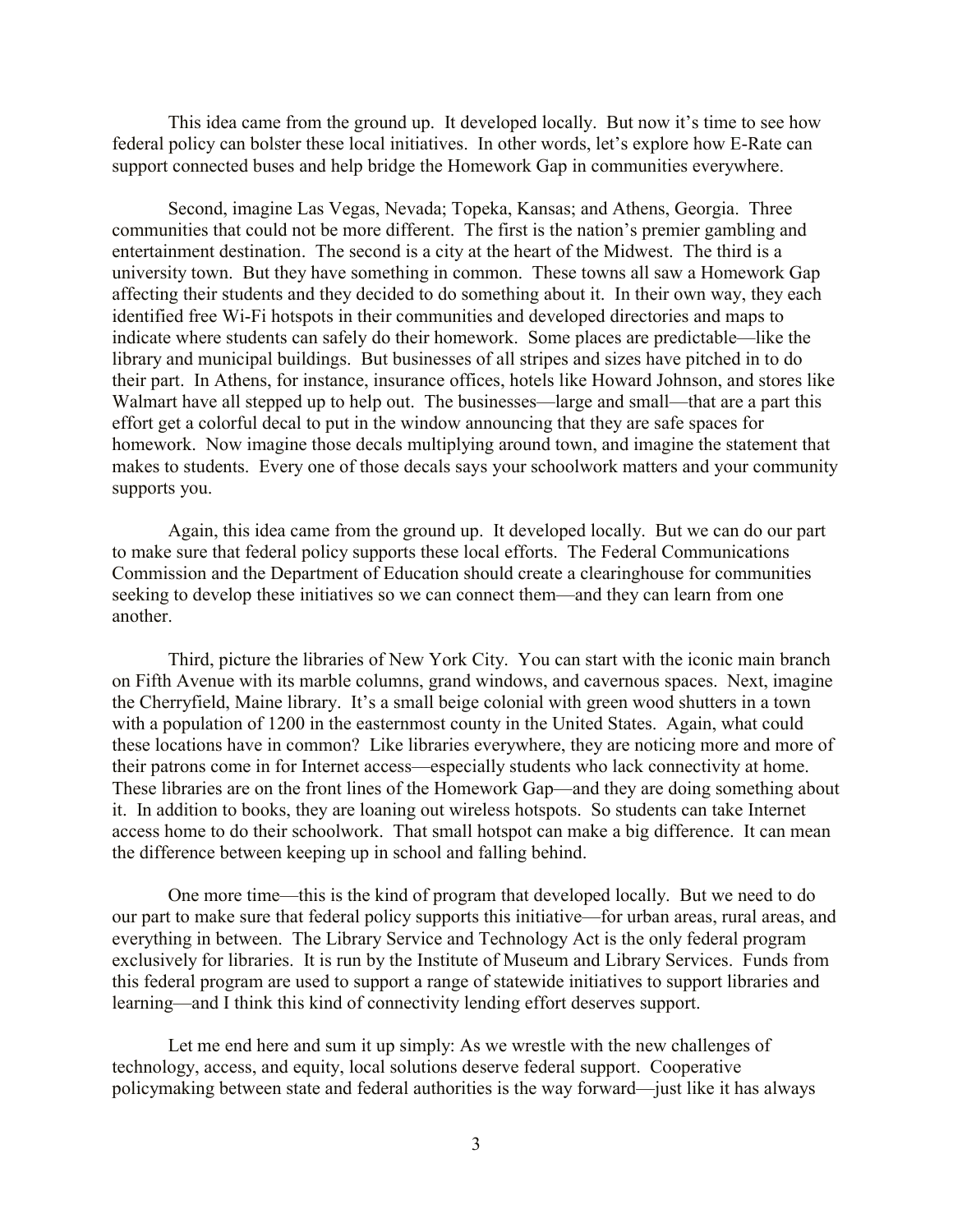This idea came from the ground up. It developed locally. But now it's time to see how federal policy can bolster these local initiatives. In other words, let's explore how E-Rate can support connected buses and help bridge the Homework Gap in communities everywhere.

Second, imagine Las Vegas, Nevada; Topeka, Kansas; and Athens, Georgia. Three communities that could not be more different. The first is the nation's premier gambling and entertainment destination. The second is a city at the heart of the Midwest. The third is a university town. But they have something in common. These towns all saw a Homework Gap affecting their students and they decided to do something about it. In their own way, they each identified free Wi-Fi hotspots in their communities and developed directories and maps to indicate where students can safely do their homework. Some places are predictable—like the library and municipal buildings. But businesses of all stripes and sizes have pitched in to do their part. In Athens, for instance, insurance offices, hotels like Howard Johnson, and stores like Walmart have all stepped up to help out. The businesses—large and small—that are a part this effort get a colorful decal to put in the window announcing that they are safe spaces for homework. Now imagine those decals multiplying around town, and imagine the statement that makes to students. Every one of those decals says your schoolwork matters and your community supports you.

Again, this idea came from the ground up. It developed locally. But we can do our part to make sure that federal policy supports these local efforts. The Federal Communications Commission and the Department of Education should create a clearinghouse for communities seeking to develop these initiatives so we can connect them—and they can learn from one another.

Third, picture the libraries of New York City. You can start with the iconic main branch on Fifth Avenue with its marble columns, grand windows, and cavernous spaces. Next, imagine the Cherryfield, Maine library. It's a small beige colonial with green wood shutters in a town with a population of 1200 in the easternmost county in the United States. Again, what could these locations have in common? Like libraries everywhere, they are noticing more and more of their patrons come in for Internet access—especially students who lack connectivity at home. These libraries are on the front lines of the Homework Gap—and they are doing something about it. In addition to books, they are loaning out wireless hotspots. So students can take Internet access home to do their schoolwork. That small hotspot can make a big difference. It can mean the difference between keeping up in school and falling behind.

One more time—this is the kind of program that developed locally. But we need to do our part to make sure that federal policy supports this initiative—for urban areas, rural areas, and everything in between. The Library Service and Technology Act is the only federal program exclusively for libraries. It is run by the Institute of Museum and Library Services. Funds from this federal program are used to support a range of statewide initiatives to support libraries and learning—and I think this kind of connectivity lending effort deserves support.

Let me end here and sum it up simply: As we wrestle with the new challenges of technology, access, and equity, local solutions deserve federal support. Cooperative policymaking between state and federal authorities is the way forward—just like it has always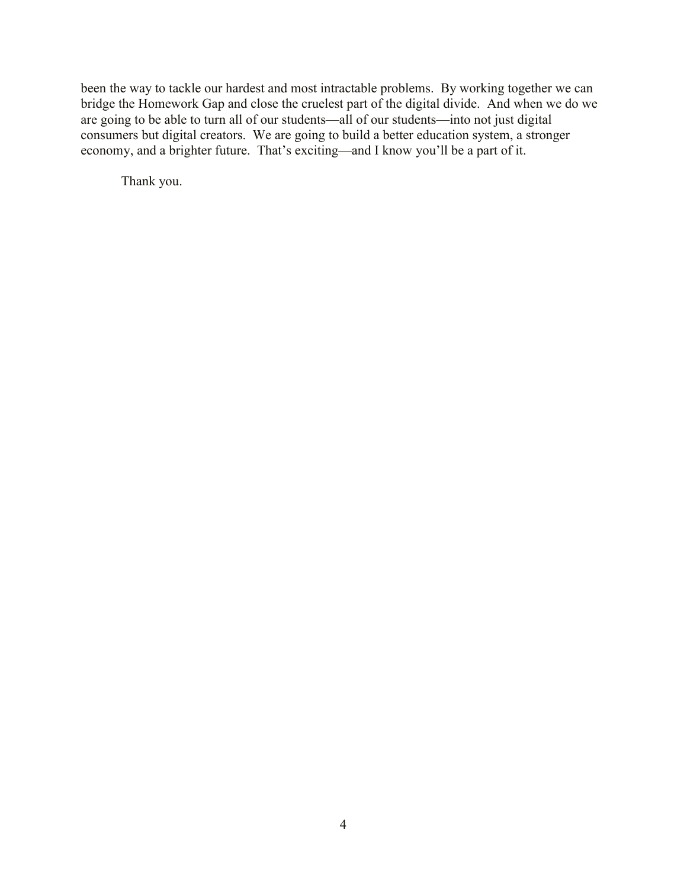been the way to tackle our hardest and most intractable problems. By working together we can bridge the Homework Gap and close the cruelest part of the digital divide. And when we do we are going to be able to turn all of our students—all of our students—into not just digital consumers but digital creators. We are going to build a better education system, a stronger economy, and a brighter future. That's exciting—and I know you'll be a part of it.

Thank you.